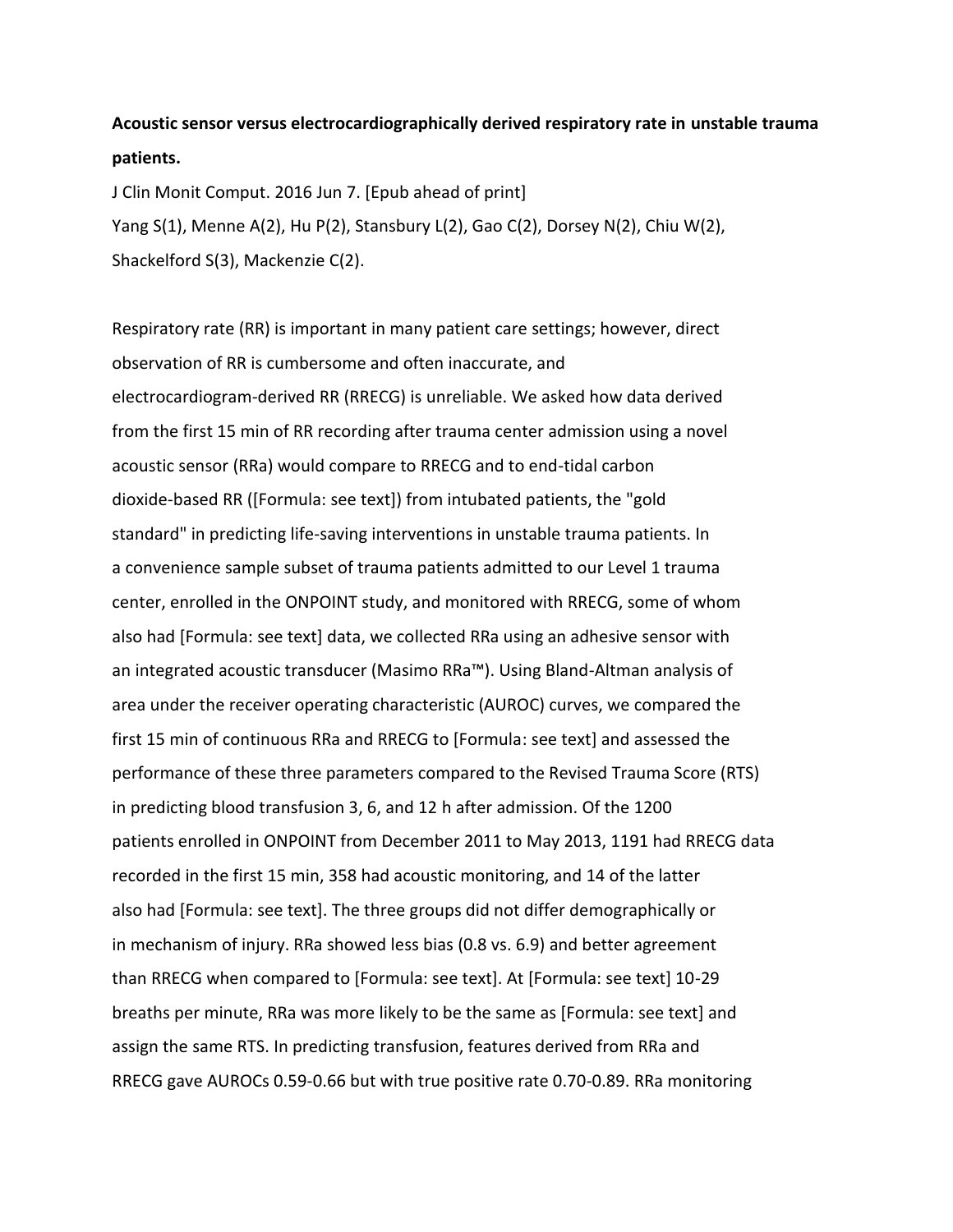**Acoustic sensor versus electrocardiographically derived respiratory rate in unstable trauma patients.**

J Clin Monit Comput. 2016 Jun 7. [Epub ahead of print]

Yang S(1), Menne A(2), Hu P(2), Stansbury L(2), Gao C(2), Dorsey N(2), Chiu W(2), Shackelford S(3), Mackenzie C(2).

Respiratory rate (RR) is important in many patient care settings; however, direct observation of RR is cumbersome and often inaccurate, and electrocardiogram-derived RR (RRECG) is unreliable. We asked how data derived from the first 15 min of RR recording after trauma center admission using a novel acoustic sensor (RRa) would compare to RRECG and to end-tidal carbon dioxide-based RR ([Formula: see text]) from intubated patients, the "gold standard" in predicting life-saving interventions in unstable trauma patients. In a convenience sample subset of trauma patients admitted to our Level 1 trauma center, enrolled in the ONPOINT study, and monitored with RRECG, some of whom also had [Formula: see text] data, we collected RRa using an adhesive sensor with an integrated acoustic transducer (Masimo RRa™). Using Bland-Altman analysis of area under the receiver operating characteristic (AUROC) curves, we compared the first 15 min of continuous RRa and RRECG to [Formula: see text] and assessed the performance of these three parameters compared to the Revised Trauma Score (RTS) in predicting blood transfusion 3, 6, and 12 h after admission. Of the 1200 patients enrolled in ONPOINT from December 2011 to May 2013, 1191 had RRECG data recorded in the first 15 min, 358 had acoustic monitoring, and 14 of the latter also had [Formula: see text]. The three groups did not differ demographically or in mechanism of injury. RRa showed less bias (0.8 vs. 6.9) and better agreement than RRECG when compared to [Formula: see text]. At [Formula: see text] 10-29 breaths per minute, RRa was more likely to be the same as [Formula: see text] and assign the same RTS. In predicting transfusion, features derived from RRa and RRECG gave AUROCs 0.59-0.66 but with true positive rate 0.70-0.89. RRa monitoring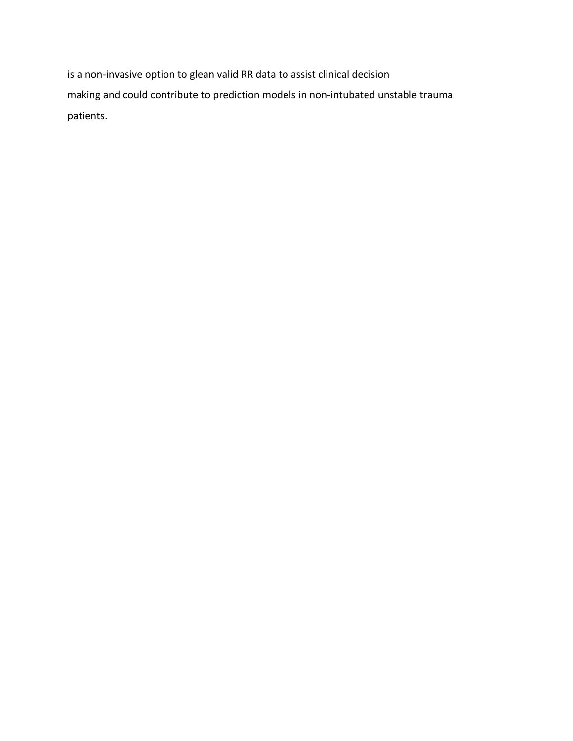is a non-invasive option to glean valid RR data to assist clinical decision making and could contribute to prediction models in non-intubated unstable trauma patients.